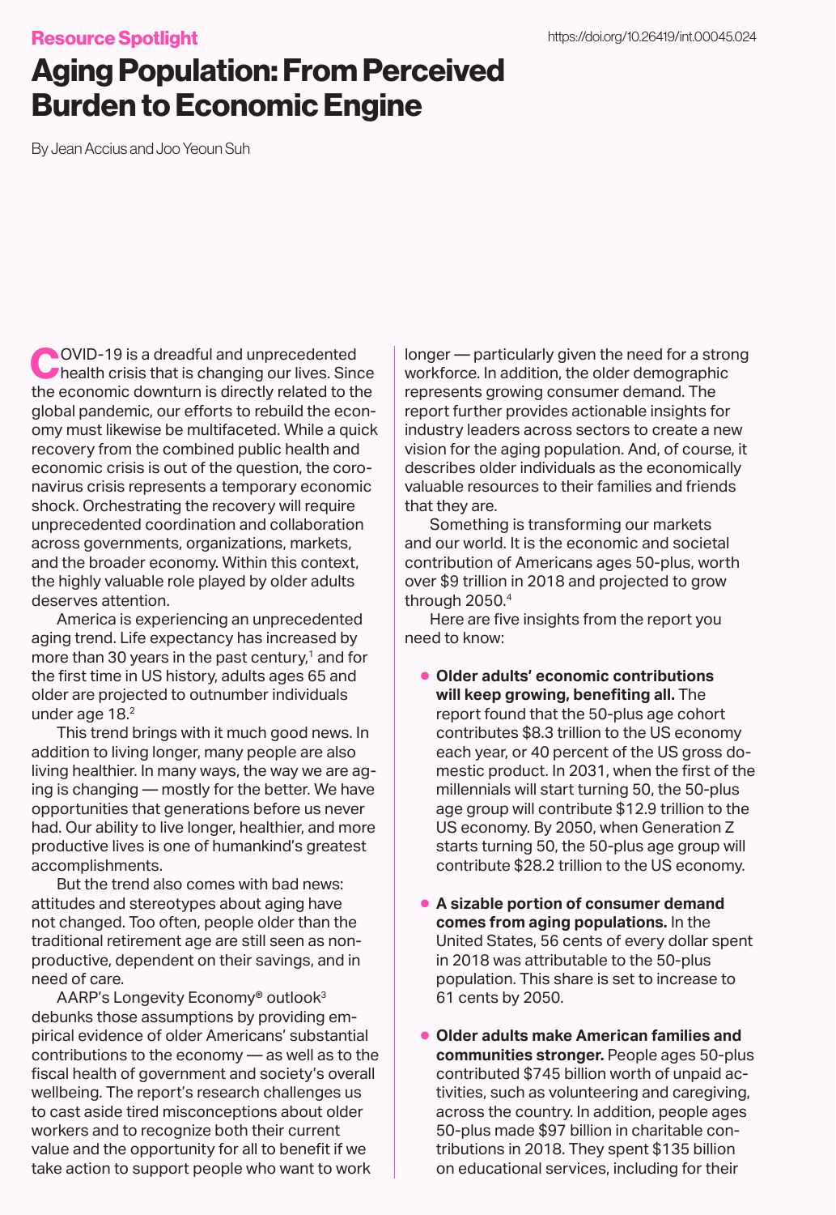Resource Spotlight

https://doi.org/10.26419/int.00045.024

# Aging Population: From Perceived Burden to Economic Engine

By Jean Accius and Joo Yeoun Suh

COVID-19 is a dreadful and unprecedented health crisis that is changing our lives. Since the economic downturn is directly related to the global pandemic, our efforts to rebuild the economy must likewise be multifaceted. While a quick recovery from the combined public health and economic crisis is out of the question, the coronavirus crisis represents a temporary economic shock. Orchestrating the recovery will require unprecedented coordination and collaboration across governments, organizations, markets, and the broader economy. Within this context, the highly valuable role played by older adults deserves attention.

America is experiencing an unprecedented aging trend. Life expectancy has increased by more than 30 years in the past century,[1] and for the first time in US history, adults ages 65 and older are projected to outnumber individuals under age 18.[2]

This trend brings with it much good news. In addition to living longer, many people are also living healthier. In many ways, the way we are aging is changing — mostly for the better. We have opportunities that generations before us never had. Our ability to live longer, healthier, and more productive lives is one of humankind's greatest accomplishments.

But the trend also comes with bad news: attitudes and stereotypes about aging have not changed. Too often, people older than the traditional retirement age are still seen as non-productive, dependent on their savings, and in need of care.

AARP's Longevity Economy® outlook[3] debunks those assumptions by providing empirical evidence of older Americans' substantial contributions to the economy — as well as to the fiscal health of government and society's overall wellbeing. The report's research challenges us to cast aside tired misconceptions about older workers and to recognize both their current value and the opportunity for all to benefit if we take action to support people who want to work longer — particularly given the need for a strong workforce. In addition, the older demographic represents growing consumer demand. The report further provides actionable insights for industry leaders across sectors to create a new vision for the aging population. And, of course, it describes older individuals as the economically valuable resources to their families and friends that they are.

Something is transforming our markets and our world. It is the economic and societal contribution of Americans ages 50-plus, worth over $9 trillion in 2018 and projected to grow through 2050.[4]

Here are five insights from the report you need to know:

- **Older adults' economic contributions will keep growing, benefiting all.** The report found that the 50-plus age cohort contributes $8.3 trillion to the US economy each year, or 40 percent of the US gross domestic product. In 2031, when the first of the millennials will start turning 50, the 50-plus age group will contribute $12.9 trillion to the US economy. By 2050, when Generation Z starts turning 50, the 50-plus age group will contribute $28.2 trillion to the US economy.
- **A sizable portion of consumer demand comes from aging populations.** In the United States, 56 cents of every dollar spent in 2018 was attributable to the 50-plus population. This share is set to increase to 61 cents by 2050.
- **Older adults make American families and communities stronger.** People ages 50-plus contributed $745 billion worth of unpaid activities, such as volunteering and caregiving, across the country. In addition, people ages 50-plus made $97 billion in charitable contributions in 2018. They spent $135 billion on educational services, including for their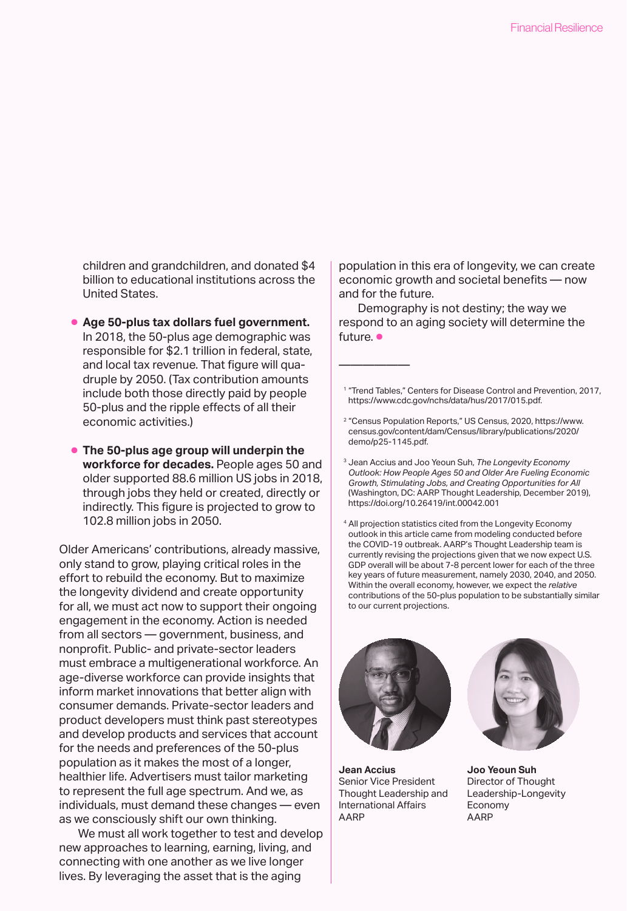children and grandchildren, and donated $4 billion to educational institutions across the United States.

- **Age 50-plus tax dollars fuel government.** In 2018, the 50-plus age demographic was responsible for $2.1 trillion in federal, state, and local tax revenue. That figure will quadruple by 2050. (Tax contribution amounts include both those directly paid by people 50-plus and the ripple effects of all their economic activities.)

- **The 50-plus age group will underpin the workforce for decades.** People ages 50 and older supported 88.6 million US jobs in 2018, through jobs they held or created, directly or indirectly. This figure is projected to grow to 102.8 million jobs in 2050.

Older Americans' contributions, already massive, only stand to grow, playing critical roles in the effort to rebuild the economy. But to maximize the longevity dividend and create opportunity for all, we must act now to support their ongoing engagement in the economy. Action is needed from all sectors — government, business, and nonprofit. Public- and private-sector leaders must embrace a multigenerational workforce. An age-diverse workforce can provide insights that inform market innovations that better align with consumer demands. Private-sector leaders and product developers must think past stereotypes and develop products and services that account for the needs and preferences of the 50-plus population as it makes the most of a longer, healthier life. Advertisers must tailor marketing to represent the full age spectrum. And we, as individuals, must demand these changes — even as we consciously shift our own thinking.

We must all work together to test and develop new approaches to learning, earning, living, and connecting with one another as we live longer lives. By leveraging the asset that is the aging population in this era of longevity, we can create economic growth and societal benefits — now and for the future.

Demography is not destiny; the way we respond to an aging society will determine the future.

---

[1] "Trend Tables," Centers for Disease Control and Prevention, 2017, https://www.cdc.gov/nchs/data/hus/2017/015.pdf.

[2] "Census Population Reports," US Census, 2020, https://www.census.gov/content/dam/Census/library/publications/2020/demo/p25-1145.pdf.

[3] Jean Accius and Joo Yeoun Suh, *The Longevity Economy Outlook: How People Ages 50 and Older Are Fueling Economic Growth, Stimulating Jobs, and Creating Opportunities for All* (Washington, DC: AARP Thought Leadership, December 2019), https://doi.org/10.26419/int.00042.001

[4] All projection statistics cited from the Longevity Economy outlook in this article came from modeling conducted before the COVID-19 outbreak. AARP's Thought Leadership team is currently revising the projections given that we now expect U.S. GDP overall will be about 7-8 percent lower for each of the three key years of future measurement, namely 2030, 2040, and 2050. Within the overall economy, however, we expect the *relative* contributions of the 50-plus population to be substantially similar to our current projections.

**Jean Accius**
Senior Vice President
Thought Leadership and International Affairs
AARP

**Joo Yeoun Suh**
Director of Thought Leadership-Longevity Economy
AARP